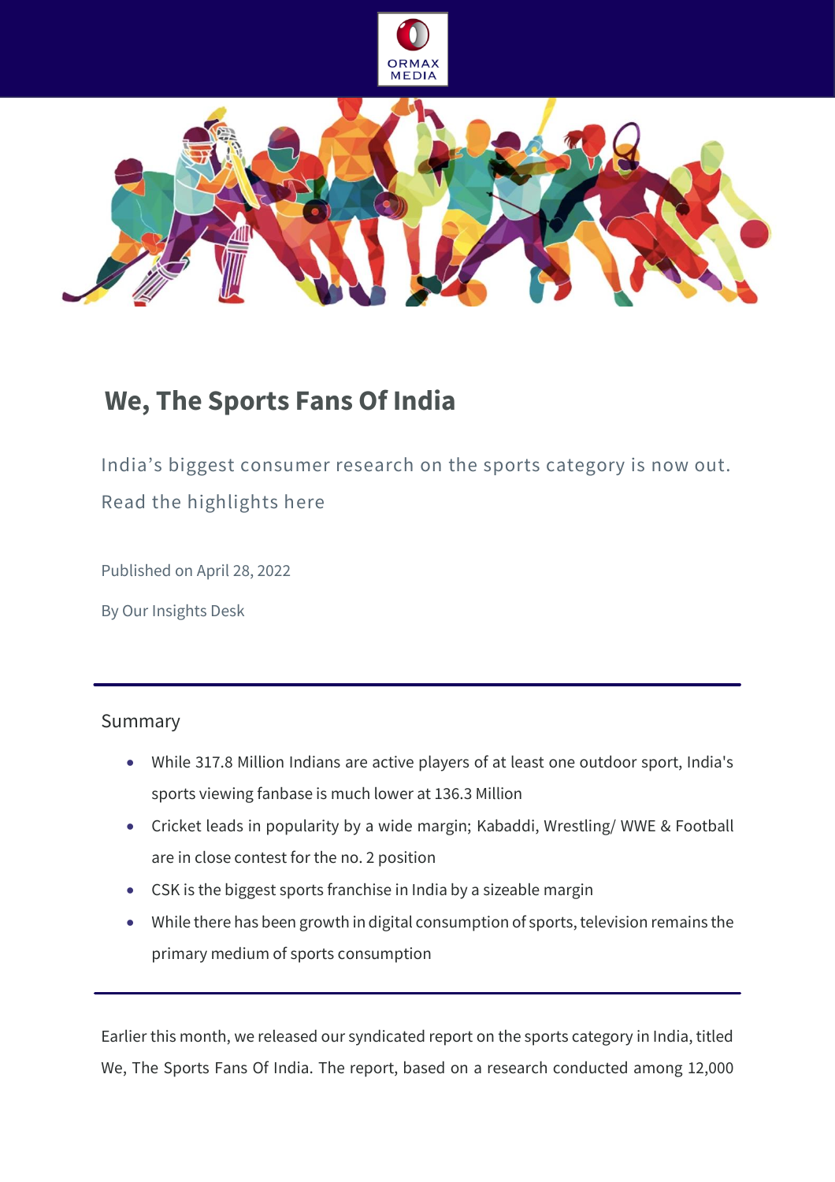# We, The Sports Fans Of India

India's biggest consumer research on the sports category is now out. Read the highlights here

Published on April 28, 2022

By Our Insights Desk

---

Summary

- While 317.8 Million Indians are active players of at least one outdoor sport, India's sports viewing fanbase is much lower at 136.3 Million
- Cricket leads in popularity by a wide margin; Kabaddi, Wrestling/ WWE & Football are in close contest for the no. 2 position
- CSK is the biggest sports franchise in India by a sizeable margin
- While there has been growth in digital consumption of sports, television remains the primary medium of sports consumption

---

Earlier this month, we released our syndicated report on the sports category in India, titled We, The Sports Fans Of India. The report, based on a research conducted among 12,000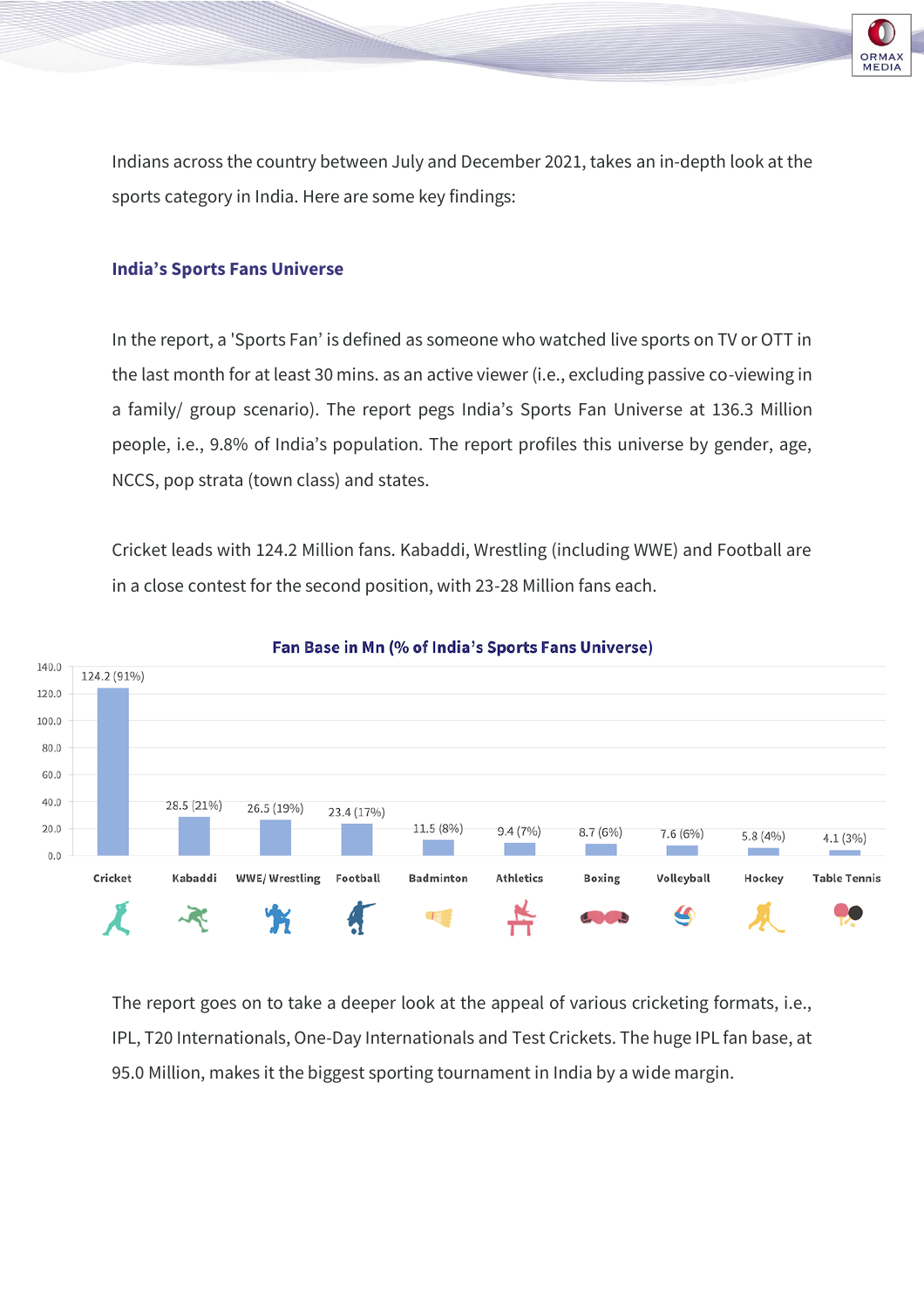Indians across the country between July and December 2021, takes an in-depth look at the sports category in India. Here are some key findings:

### India's Sports Fans Universe

In the report, a 'Sports Fan' is defined as someone who watched live sports on TV or OTT in the last month for at least 30 mins. as an active viewer (i.e., excluding passive co-viewing in a family/ group scenario). The report pegs India's Sports Fan Universe at 136.3 Million people, i.e., 9.8% of India's population. The report profiles this universe by gender, age, NCCS, pop strata (town class) and states.

Cricket leads with 124.2 Million fans. Kabaddi, Wrestling (including WWE) and Football are in a close contest for the second position, with 23-28 Million fans each.

**Fan Base in Mn (% of India's Sports Fans Universe)**

| Sport | Fan Base in Mn (% of India's Sports Fans Universe) |
|---|---|
| Cricket | 124.2 (91%) |
| Kabaddi | 28.5 (21%) |
| WWE/ Wrestling | 26.5 (19%) |
| Football | 23.4 (17%) |
| Badminton | 11.5 (8%) |
| Athletics | 9.4 (7%) |
| Boxing | 8.7 (6%) |
| Volleyball | 7.6 (6%) |
| Hockey | 5.8 (4%) |
| Table Tennis | 4.1 (3%) |

The report goes on to take a deeper look at the appeal of various cricketing formats, i.e., IPL, T20 Internationals, One-Day Internationals and Test Crickets. The huge IPL fan base, at 95.0 Million, makes it the biggest sporting tournament in India by a wide margin.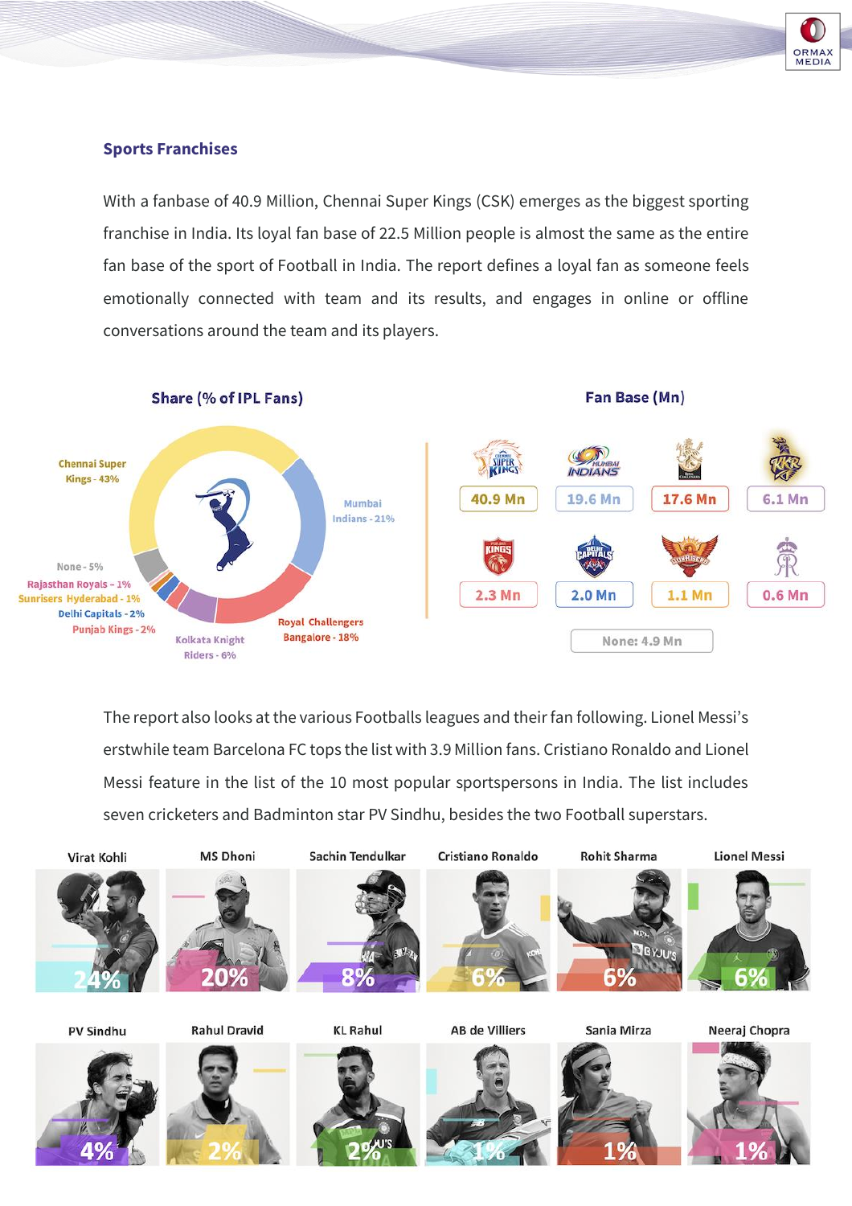## Sports Franchises

With a fanbase of 40.9 Million, Chennai Super Kings (CSK) emerges as the biggest sporting franchise in India. Its loyal fan base of 22.5 Million people is almost the same as the entire fan base of the sport of Football in India. The report defines a loyal fan as someone feels emotionally connected with team and its results, and engages in online or offline conversations around the team and its players.

**Share (% of IPL Fans)**

| Team | Share |
|---|---|
| Chennai Super Kings | 43% |
| Mumbai Indians | 21% |
| Royal Challengers Bangalore | 18% |
| Kolkata Knight Riders | 6% |
| Punjab Kings | 2% |
| Delhi Capitals | 2% |
| Sunrisers Hyderabad | 1% |
| Rajasthan Royals | 1% |
| None | 5% |

**Fan Base (Mn)**

| Team | Fan Base |
|---|---|
| Chennai Super Kings | 40.9 Mn |
| Mumbai Indians | 19.6 Mn |
| Royal Challengers Bangalore | 17.6 Mn |
| Kolkata Knight Riders | 6.1 Mn |
| Punjab Kings | 2.3 Mn |
| Delhi Capitals | 2.0 Mn |
| Sunrisers Hyderabad | 1.1 Mn |
| Rajasthan Royals | 0.6 Mn |
| None | 4.9 Mn |

The report also looks at the various Footballs leagues and their fan following. Lionel Messi's erstwhile team Barcelona FC tops the list with 3.9 Million fans. Cristiano Ronaldo and Lionel Messi feature in the list of the 10 most popular sportspersons in India. The list includes seven cricketers and Badminton star PV Sindhu, besides the two Football superstars.

| Sportsperson | Share |
|---|---|
| Virat Kohli | 24% |
| MS Dhoni | 20% |
| Sachin Tendulkar | 8% |
| Cristiano Ronaldo | 6% |
| Rohit Sharma | 6% |
| Lionel Messi | 6% |
| PV Sindhu | 4% |
| Rahul Dravid | 2% |
| KL Rahul | 2% |
| AB de Villiers | 1% |
| Sania Mirza | 1% |
| Neeraj Chopra | 1% |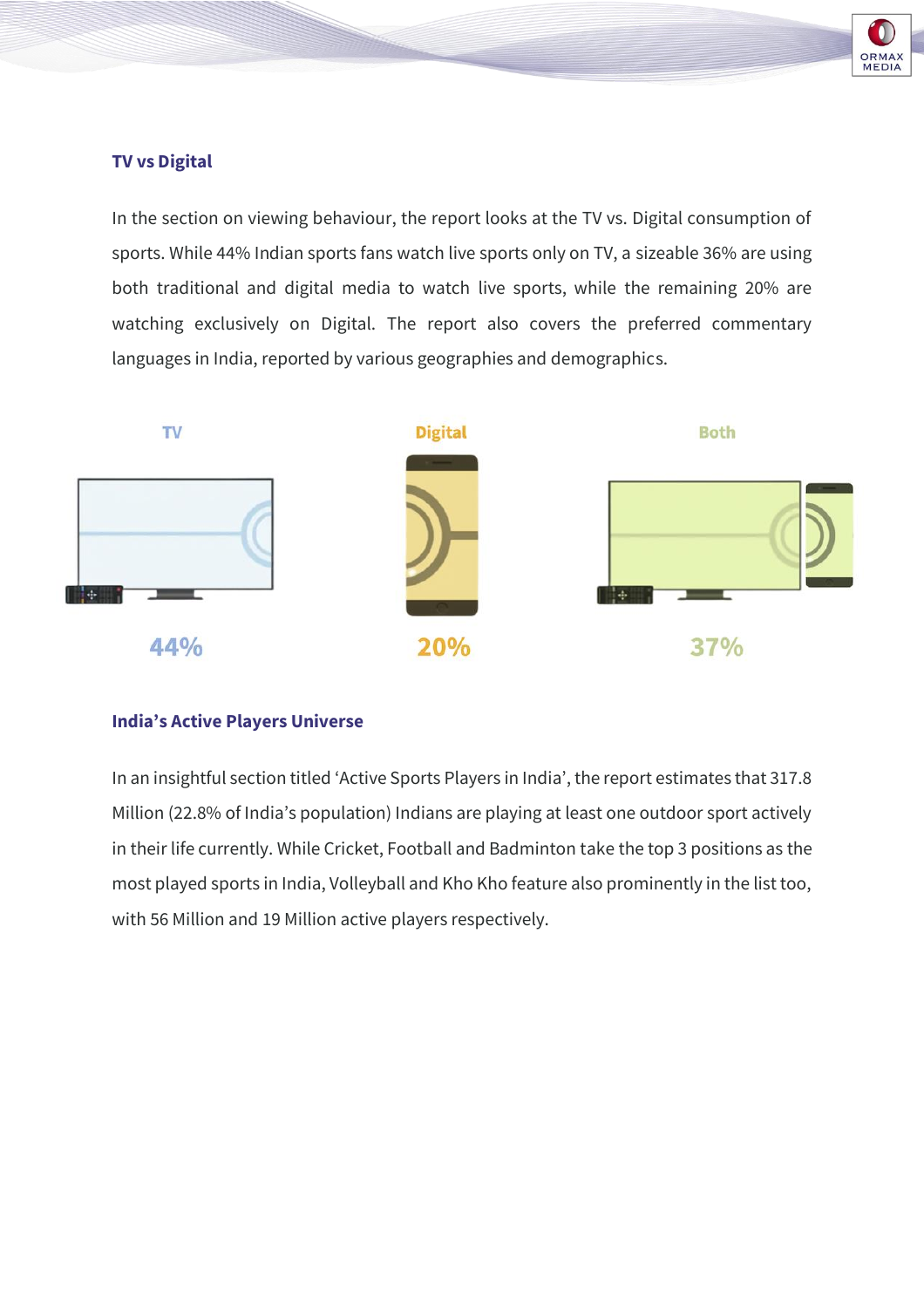## TV vs Digital

In the section on viewing behaviour, the report looks at the TV vs. Digital consumption of sports. While 44% Indian sports fans watch live sports only on TV, a sizeable 36% are using both traditional and digital media to watch live sports, while the remaining 20% are watching exclusively on Digital. The report also covers the preferred commentary languages in India, reported by various geographies and demographics.

| TV | Digital | Both |
|---|---|---|
| 44% | 20% | 37% |

## India's Active Players Universe

In an insightful section titled 'Active Sports Players in India', the report estimates that 317.8 Million (22.8% of India's population) Indians are playing at least one outdoor sport actively in their life currently. While Cricket, Football and Badminton take the top 3 positions as the most played sports in India, Volleyball and Kho Kho feature also prominently in the list too, with 56 Million and 19 Million active players respectively.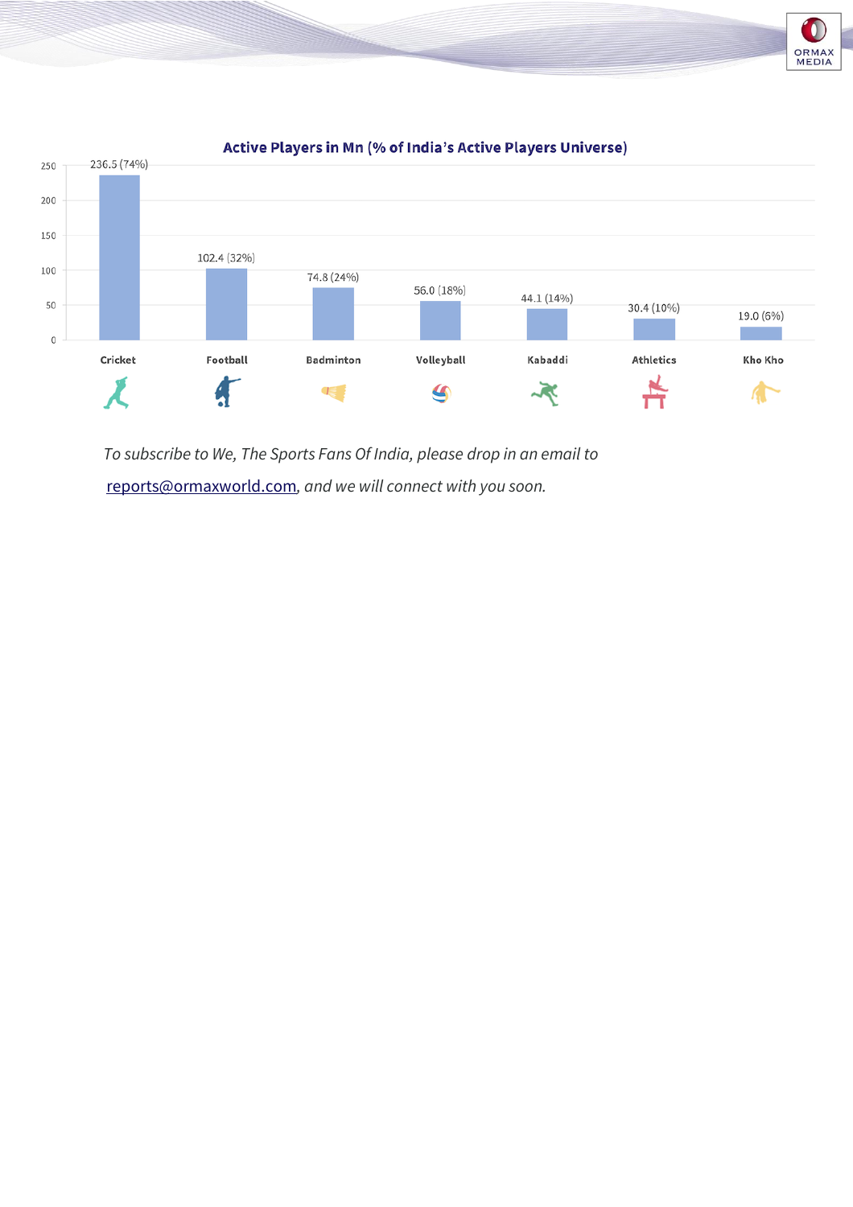**Active Players in Mn (% of India's Active Players Universe)**

250
200
150
100
50
0

236.5 (74%)
102.4 (32%)
74.8 (24%)
56.0 (18%)
44.1 (14%)
30.4 (10%)
19.0 (6%)

Cricket
Football
Badminton
Volleyball
Kabaddi
Athletics
Kho Kho

*To subscribe to We, The Sports Fans Of India, please drop in an email to* reports@ormaxworld.com*, and we will connect with you soon.*